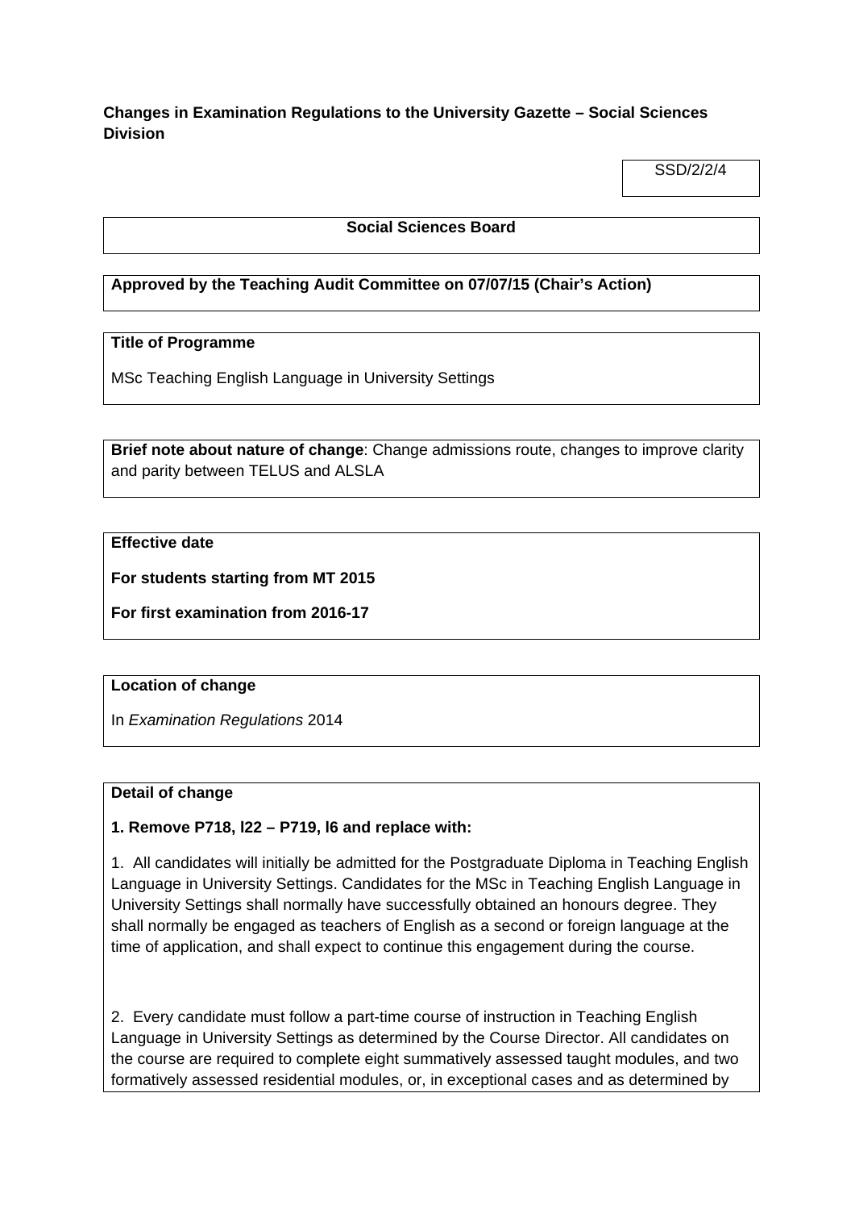**Changes in Examination Regulations to the University Gazette – Social Sciences Division**

SSD/2/2/4

**Social Sciences Board**

**Approved by the Teaching Audit Committee on 07/07/15 (Chair's Action)**

**Title of Programme**

MSc Teaching English Language in University Settings

**Brief note about nature of change**: Change admissions route, changes to improve clarity and parity between TELUS and ALSLA

**Effective date**

**For students starting from MT 2015**

**For first examination from 2016-17**

**Location of change**

In *Examination Regulations* 2014

**Detail of change**

**1. Remove P718, l22 – P719, l6 and replace with:**

1. All candidates will initially be admitted for the Postgraduate Diploma in Teaching English Language in University Settings. Candidates for the MSc in Teaching English Language in University Settings shall normally have successfully obtained an honours degree. They shall normally be engaged as teachers of English as a second or foreign language at the time of application, and shall expect to continue this engagement during the course.

2. Every candidate must follow a part-time course of instruction in Teaching English Language in University Settings as determined by the Course Director. All candidates on the course are required to complete eight summatively assessed taught modules, and two formatively assessed residential modules, or, in exceptional cases and as determined by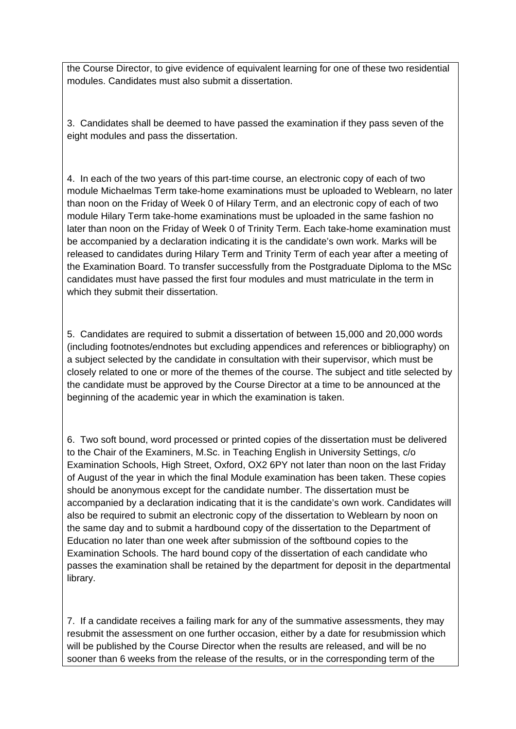the Course Director, to give evidence of equivalent learning for one of these two residential modules. Candidates must also submit a dissertation.

3. Candidates shall be deemed to have passed the examination if they pass seven of the eight modules and pass the dissertation.

4. In each of the two years of this part-time course, an electronic copy of each of two module Michaelmas Term take-home examinations must be uploaded to Weblearn, no later than noon on the Friday of Week 0 of Hilary Term, and an electronic copy of each of two module Hilary Term take-home examinations must be uploaded in the same fashion no later than noon on the Friday of Week 0 of Trinity Term. Each take-home examination must be accompanied by a declaration indicating it is the candidate's own work. Marks will be released to candidates during Hilary Term and Trinity Term of each year after a meeting of the Examination Board. To transfer successfully from the Postgraduate Diploma to the MSc candidates must have passed the first four modules and must matriculate in the term in which they submit their dissertation.

5. Candidates are required to submit a dissertation of between 15,000 and 20,000 words (including footnotes/endnotes but excluding appendices and references or bibliography) on a subject selected by the candidate in consultation with their supervisor, which must be closely related to one or more of the themes of the course. The subject and title selected by the candidate must be approved by the Course Director at a time to be announced at the beginning of the academic year in which the examination is taken.

6. Two soft bound, word processed or printed copies of the dissertation must be delivered to the Chair of the Examiners, M.Sc. in Teaching English in University Settings, c/o Examination Schools, High Street, Oxford, OX2 6PY not later than noon on the last Friday of August of the year in which the final Module examination has been taken. These copies should be anonymous except for the candidate number. The dissertation must be accompanied by a declaration indicating that it is the candidate's own work. Candidates will also be required to submit an electronic copy of the dissertation to Weblearn by noon on the same day and to submit a hardbound copy of the dissertation to the Department of Education no later than one week after submission of the softbound copies to the Examination Schools. The hard bound copy of the dissertation of each candidate who passes the examination shall be retained by the department for deposit in the departmental library.

7. If a candidate receives a failing mark for any of the summative assessments, they may resubmit the assessment on one further occasion, either by a date for resubmission which will be published by the Course Director when the results are released, and will be no sooner than 6 weeks from the release of the results, or in the corresponding term of the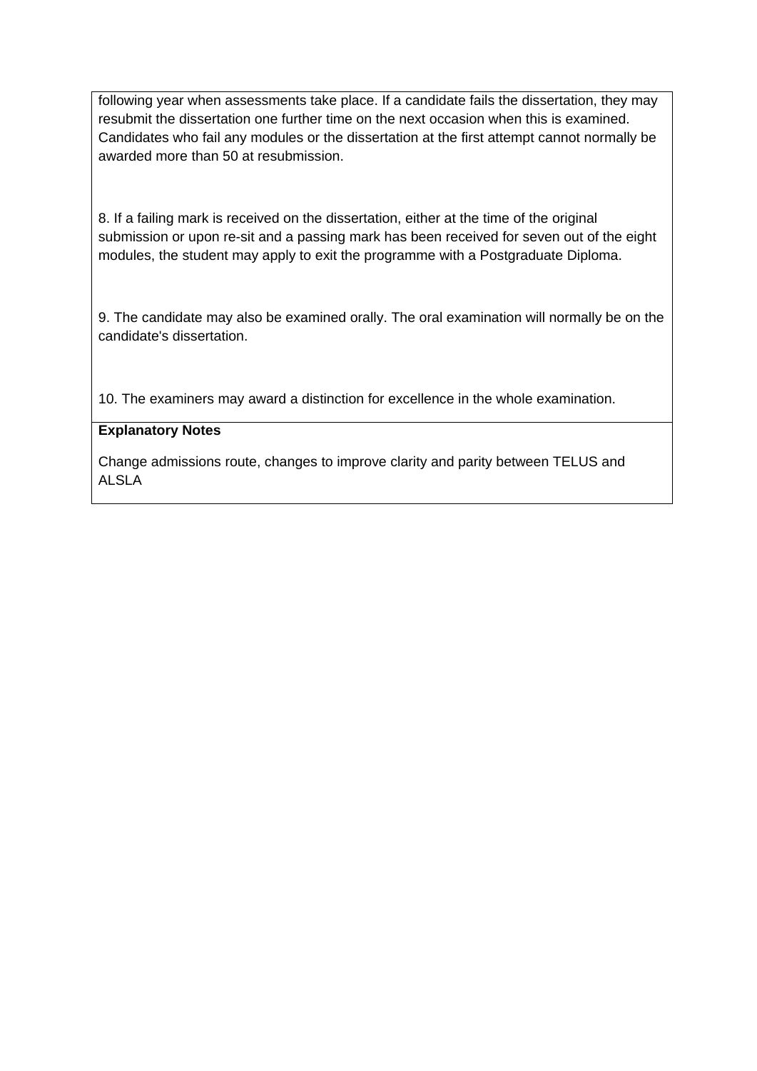following year when assessments take place. If a candidate fails the dissertation, they may resubmit the dissertation one further time on the next occasion when this is examined. Candidates who fail any modules or the dissertation at the first attempt cannot normally be awarded more than 50 at resubmission.

8. If a failing mark is received on the dissertation, either at the time of the original submission or upon re-sit and a passing mark has been received for seven out of the eight modules, the student may apply to exit the programme with a Postgraduate Diploma.

9. The candidate may also be examined orally. The oral examination will normally be on the candidate's dissertation.

10. The examiners may award a distinction for excellence in the whole examination.

**Explanatory Notes**

Change admissions route, changes to improve clarity and parity between TELUS and ALSLA